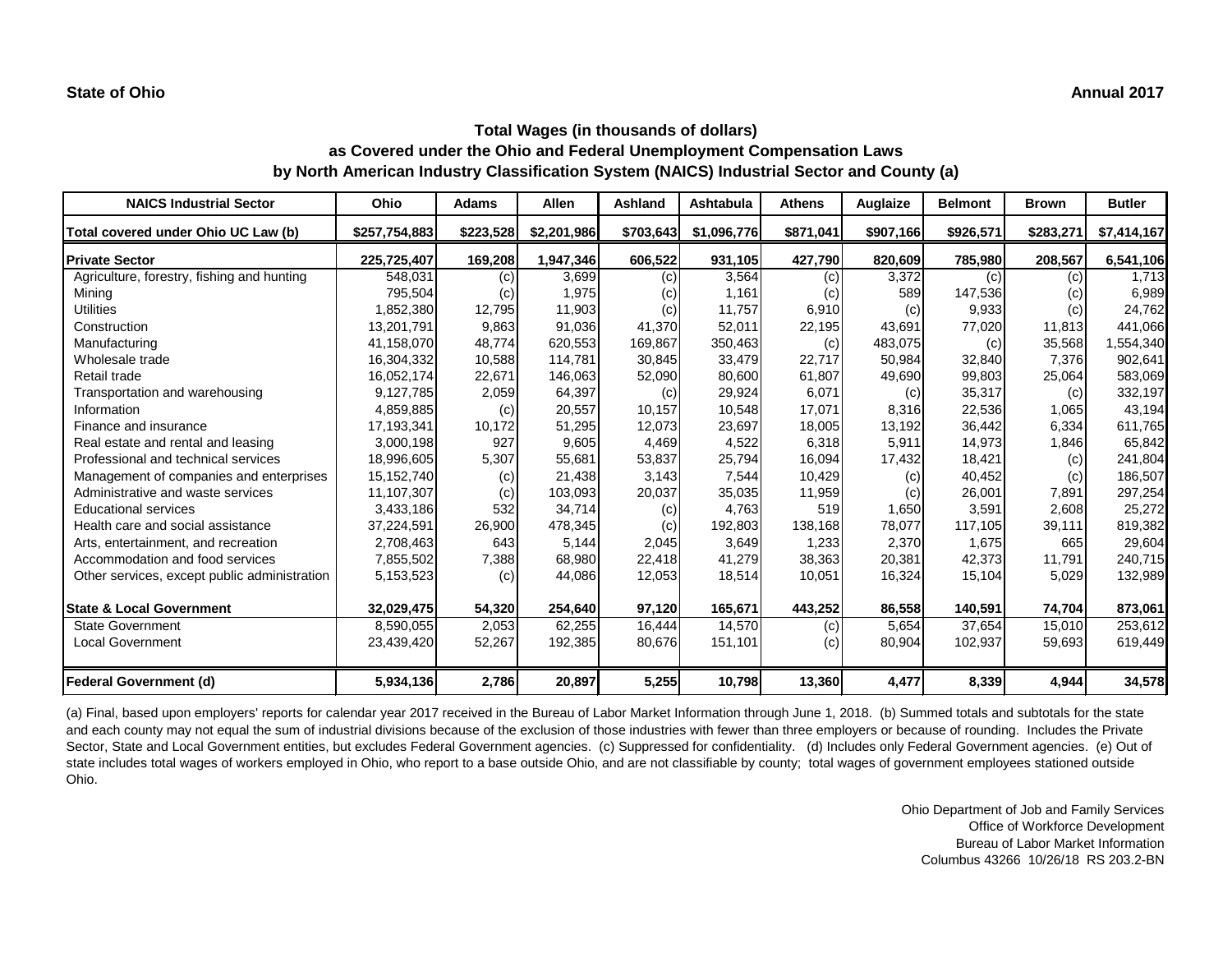**State of Ohio** **Annual 2017**

## Total Wages (in thousands of dollars)
## as Covered under the Ohio and Federal Unemployment Compensation Laws
## by North American Industry Classification System (NAICS) Industrial Sector and County (a)

| NAICS Industrial Sector | Ohio | Adams | Allen | Ashland | Ashtabula | Athens | Auglaize | Belmont | Brown | Butler |
|---|---|---|---|---|---|---|---|---|---|---|
| Total covered under Ohio UC Law (b) | $257,754,883 | $223,528 | $2,201,986 | $703,643 | $1,096,776 | $871,041 | $907,166 | $926,571 | $283,271 | $7,414,167 |
| **Private Sector** | **225,725,407** | **169,208** | **1,947,346** | **606,522** | **931,105** | **427,790** | **820,609** | **785,980** | **208,567** | **6,541,106** |
| Agriculture, forestry, fishing and hunting | 548,031 | (c) | 3,699 | (c) | 3,564 | (c) | 3,372 | (c) | (c) | 1,713 |
| Mining | 795,504 | (c) | 1,975 | (c) | 1,161 | (c) | 589 | 147,536 | (c) | 6,989 |
| Utilities | 1,852,380 | 12,795 | 11,903 | (c) | 11,757 | 6,910 | (c) | 9,933 | (c) | 24,762 |
| Construction | 13,201,791 | 9,863 | 91,036 | 41,370 | 52,011 | 22,195 | 43,691 | 77,020 | 11,813 | 441,066 |
| Manufacturing | 41,158,070 | 48,774 | 620,553 | 169,867 | 350,463 | (c) | 483,075 | (c) | 35,568 | 1,554,340 |
| Wholesale trade | 16,304,332 | 10,588 | 114,781 | 30,845 | 33,479 | 22,717 | 50,984 | 32,840 | 7,376 | 902,641 |
| Retail trade | 16,052,174 | 22,671 | 146,063 | 52,090 | 80,600 | 61,807 | 49,690 | 99,803 | 25,064 | 583,069 |
| Transportation and warehousing | 9,127,785 | 2,059 | 64,397 | (c) | 29,924 | 6,071 | (c) | 35,317 | (c) | 332,197 |
| Information | 4,859,885 | (c) | 20,557 | 10,157 | 10,548 | 17,071 | 8,316 | 22,536 | 1,065 | 43,194 |
| Finance and insurance | 17,193,341 | 10,172 | 51,295 | 12,073 | 23,697 | 18,005 | 13,192 | 36,442 | 6,334 | 611,765 |
| Real estate and rental and leasing | 3,000,198 | 927 | 9,605 | 4,469 | 4,522 | 6,318 | 5,911 | 14,973 | 1,846 | 65,842 |
| Professional and technical services | 18,996,605 | 5,307 | 55,681 | 53,837 | 25,794 | 16,094 | 17,432 | 18,421 | (c) | 241,804 |
| Management of companies and enterprises | 15,152,740 | (c) | 21,438 | 3,143 | 7,544 | 10,429 | (c) | 40,452 | (c) | 186,507 |
| Administrative and waste services | 11,107,307 | (c) | 103,093 | 20,037 | 35,035 | 11,959 | (c) | 26,001 | 7,891 | 297,254 |
| Educational services | 3,433,186 | 532 | 34,714 | (c) | 4,763 | 519 | 1,650 | 3,591 | 2,608 | 25,272 |
| Health care and social assistance | 37,224,591 | 26,900 | 478,345 | (c) | 192,803 | 138,168 | 78,077 | 117,105 | 39,111 | 819,382 |
| Arts, entertainment, and recreation | 2,708,463 | 643 | 5,144 | 2,045 | 3,649 | 1,233 | 2,370 | 1,675 | 665 | 29,604 |
| Accommodation and food services | 7,855,502 | 7,388 | 68,980 | 22,418 | 41,279 | 38,363 | 20,381 | 42,373 | 11,791 | 240,715 |
| Other services, except public administration | 5,153,523 | (c) | 44,086 | 12,053 | 18,514 | 10,051 | 16,324 | 15,104 | 5,029 | 132,989 |
| **State & Local Government** | **32,029,475** | **54,320** | **254,640** | **97,120** | **165,671** | **443,252** | **86,558** | **140,591** | **74,704** | **873,061** |
| State Government | 8,590,055 | 2,053 | 62,255 | 16,444 | 14,570 | (c) | 5,654 | 37,654 | 15,010 | 253,612 |
| Local Government | 23,439,420 | 52,267 | 192,385 | 80,676 | 151,101 | (c) | 80,904 | 102,937 | 59,693 | 619,449 |
| **Federal Government (d)** | **5,934,136** | **2,786** | **20,897** | **5,255** | **10,798** | **13,360** | **4,477** | **8,339** | **4,944** | **34,578** |

(a) Final, based upon employers' reports for calendar year 2017 received in the Bureau of Labor Market Information through June 1, 2018. (b) Summed totals and subtotals for the state and each county may not equal the sum of industrial divisions because of the exclusion of those industries with fewer than three employers or because of rounding. Includes the Private Sector, State and Local Government entities, but excludes Federal Government agencies. (c) Suppressed for confidentiality. (d) Includes only Federal Government agencies. (e) Out of state includes total wages of workers employed in Ohio, who report to a base outside Ohio, and are not classifiable by county; total wages of government employees stationed outside Ohio.

Ohio Department of Job and Family Services
Office of Workforce Development
Bureau of Labor Market Information
Columbus 43266 10/26/18 RS 203.2-BN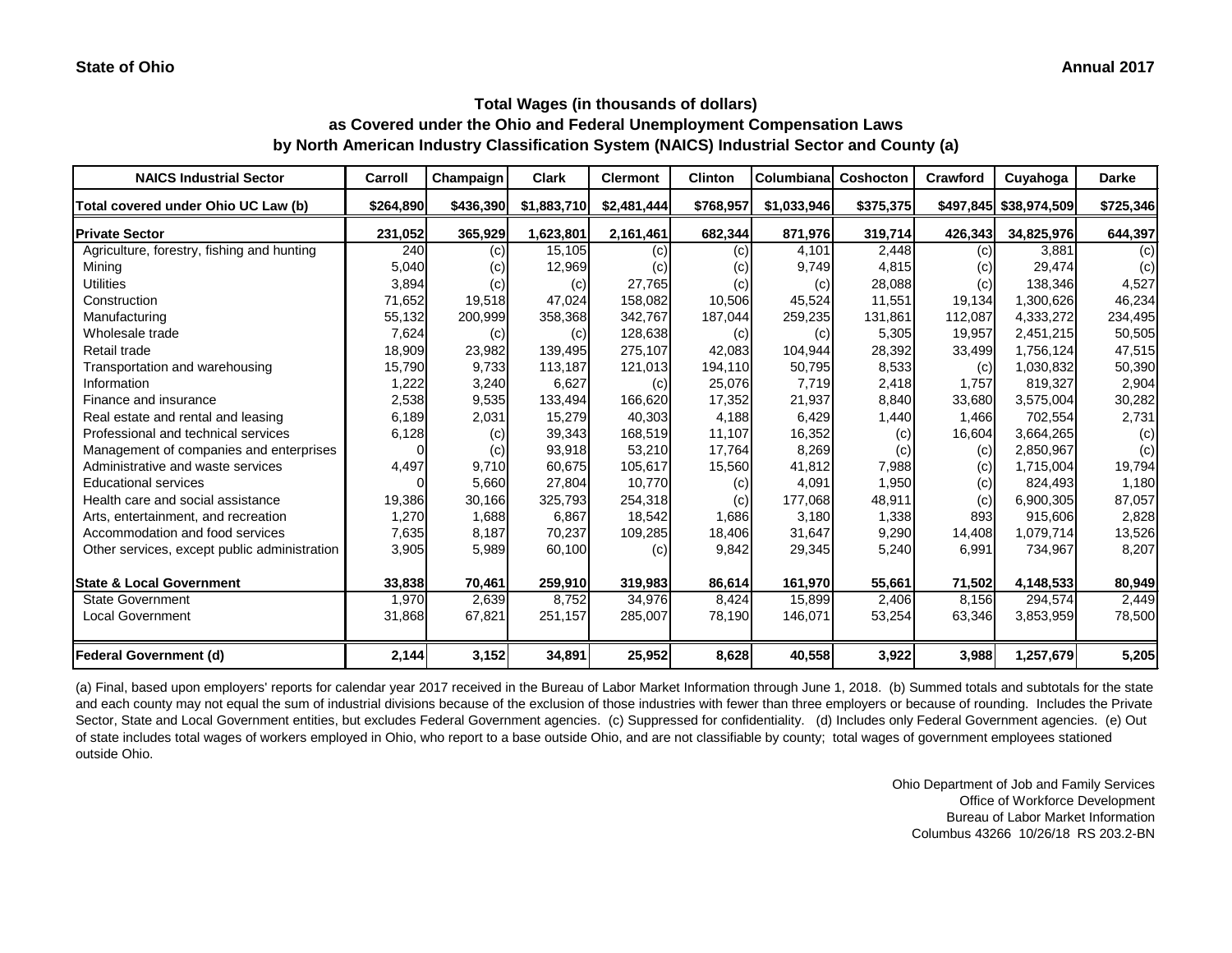**State of Ohio**

**Annual 2017**

## Total Wages (in thousands of dollars) as Covered under the Ohio and Federal Unemployment Compensation Laws by North American Industry Classification System (NAICS) Industrial Sector and County (a)

| NAICS Industrial Sector | Carroll | Champaign | Clark | Clermont | Clinton | Columbiana | Coshocton | Crawford | Cuyahoga | Darke |
|---|---|---|---|---|---|---|---|---|---|---|
| **Total covered under Ohio UC Law (b)** | **$264,890** | **$436,390** | **$1,883,710** | **$2,481,444** | **$768,957** | **$1,033,946** | **$375,375** | **$497,845** | **$38,974,509** | **$725,346** |
| **Private Sector** | **231,052** | **365,929** | **1,623,801** | **2,161,461** | **682,344** | **871,976** | **319,714** | **426,343** | **34,825,976** | **644,397** |
| Agriculture, forestry, fishing and hunting | 240 | (c) | 15,105 | (c) | (c) | 4,101 | 2,448 | (c) | 3,881 | (c) |
| Mining | 5,040 | (c) | 12,969 | (c) | (c) | 9,749 | 4,815 | (c) | 29,474 | (c) |
| Utilities | 3,894 | (c) | (c) | 27,765 | (c) | (c) | 28,088 | (c) | 138,346 | 4,527 |
| Construction | 71,652 | 19,518 | 47,024 | 158,082 | 10,506 | 45,524 | 11,551 | 19,134 | 1,300,626 | 46,234 |
| Manufacturing | 55,132 | 200,999 | 358,368 | 342,767 | 187,044 | 259,235 | 131,861 | 112,087 | 4,333,272 | 234,495 |
| Wholesale trade | 7,624 | (c) | (c) | 128,638 | (c) | (c) | 5,305 | 19,957 | 2,451,215 | 50,505 |
| Retail trade | 18,909 | 23,982 | 139,495 | 275,107 | 42,083 | 104,944 | 28,392 | 33,499 | 1,756,124 | 47,515 |
| Transportation and warehousing | 15,790 | 9,733 | 113,187 | 121,013 | 194,110 | 50,795 | 8,533 | (c) | 1,030,832 | 50,390 |
| Information | 1,222 | 3,240 | 6,627 | (c) | 25,076 | 7,719 | 2,418 | 1,757 | 819,327 | 2,904 |
| Finance and insurance | 2,538 | 9,535 | 133,494 | 166,620 | 17,352 | 21,937 | 8,840 | 33,680 | 3,575,004 | 30,282 |
| Real estate and rental and leasing | 6,189 | 2,031 | 15,279 | 40,303 | 4,188 | 6,429 | 1,440 | 1,466 | 702,554 | 2,731 |
| Professional and technical services | 6,128 | (c) | 39,343 | 168,519 | 11,107 | 16,352 | (c) | 16,604 | 3,664,265 | (c) |
| Management of companies and enterprises | 0 | (c) | 93,918 | 53,210 | 17,764 | 8,269 | (c) | (c) | 2,850,967 | (c) |
| Administrative and waste services | 4,497 | 9,710 | 60,675 | 105,617 | 15,560 | 41,812 | 7,988 | (c) | 1,715,004 | 19,794 |
| Educational services | 0 | 5,660 | 27,804 | 10,770 | (c) | 4,091 | 1,950 | (c) | 824,493 | 1,180 |
| Health care and social assistance | 19,386 | 30,166 | 325,793 | 254,318 | (c) | 177,068 | 48,911 | (c) | 6,900,305 | 87,057 |
| Arts, entertainment, and recreation | 1,270 | 1,688 | 6,867 | 18,542 | 1,686 | 3,180 | 1,338 | 893 | 915,606 | 2,828 |
| Accommodation and food services | 7,635 | 8,187 | 70,237 | 109,285 | 18,406 | 31,647 | 9,290 | 14,408 | 1,079,714 | 13,526 |
| Other services, except public administration | 3,905 | 5,989 | 60,100 | (c) | 9,842 | 29,345 | 5,240 | 6,991 | 734,967 | 8,207 |
| **State & Local Government** | **33,838** | **70,461** | **259,910** | **319,983** | **86,614** | **161,970** | **55,661** | **71,502** | **4,148,533** | **80,949** |
| State Government | 1,970 | 2,639 | 8,752 | 34,976 | 8,424 | 15,899 | 2,406 | 8,156 | 294,574 | 2,449 |
| Local Government | 31,868 | 67,821 | 251,157 | 285,007 | 78,190 | 146,071 | 53,254 | 63,346 | 3,853,959 | 78,500 |
| **Federal Government (d)** | **2,144** | **3,152** | **34,891** | **25,952** | **8,628** | **40,558** | **3,922** | **3,988** | **1,257,679** | **5,205** |

(a) Final, based upon employers' reports for calendar year 2017 received in the Bureau of Labor Market Information through June 1, 2018. (b) Summed totals and subtotals for the state and each county may not equal the sum of industrial divisions because of the exclusion of those industries with fewer than three employers or because of rounding. Includes the Private Sector, State and Local Government entities, but excludes Federal Government agencies. (c) Suppressed for confidentiality. (d) Includes only Federal Government agencies. (e) Out of state includes total wages of workers employed in Ohio, who report to a base outside Ohio, and are not classifiable by county; total wages of government employees stationed outside Ohio.

Ohio Department of Job and Family Services
Office of Workforce Development
Bureau of Labor Market Information
Columbus 43266 10/26/18 RS 203.2-BN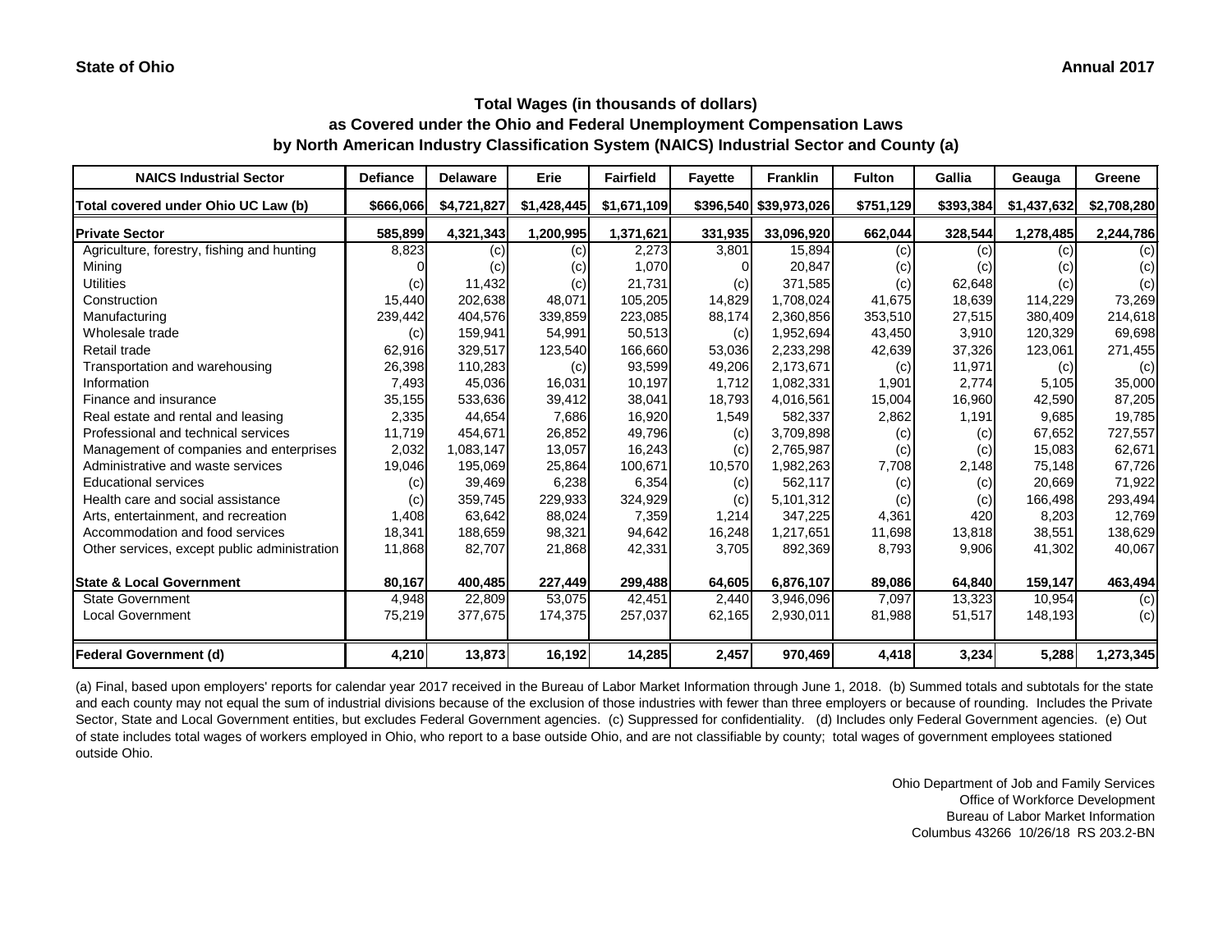**State of Ohio** **Annual 2017**

## Total Wages (in thousands of dollars)
## as Covered under the Ohio and Federal Unemployment Compensation Laws
## by North American Industry Classification System (NAICS) Industrial Sector and County (a)

| NAICS Industrial Sector | Defiance | Delaware | Erie | Fairfield | Fayette | Franklin | Fulton | Gallia | Geauga | Greene |
|---|---|---|---|---|---|---|---|---|---|---|
| Total covered under Ohio UC Law (b) | $666,066 | $4,721,827 | $1,428,445 | $1,671,109 | $396,540 | $39,973,026 | $751,129 | $393,384 | $1,437,632 | $2,708,280 |
| **Private Sector** | **585,899** | **4,321,343** | **1,200,995** | **1,371,621** | **331,935** | **33,096,920** | **662,044** | **328,544** | **1,278,485** | **2,244,786** |
| Agriculture, forestry, fishing and hunting | 8,823 | (c) | (c) | 2,273 | 3,801 | 15,894 | (c) | (c) | (c) | (c) |
| Mining | 0 | (c) | (c) | 1,070 | 0 | 20,847 | (c) | (c) | (c) | (c) |
| Utilities | (c) | 11,432 | (c) | 21,731 | (c) | 371,585 | (c) | 62,648 | (c) | (c) |
| Construction | 15,440 | 202,638 | 48,071 | 105,205 | 14,829 | 1,708,024 | 41,675 | 18,639 | 114,229 | 73,269 |
| Manufacturing | 239,442 | 404,576 | 339,859 | 223,085 | 88,174 | 2,360,856 | 353,510 | 27,515 | 380,409 | 214,618 |
| Wholesale trade | (c) | 159,941 | 54,991 | 50,513 | (c) | 1,952,694 | 43,450 | 3,910 | 120,329 | 69,698 |
| Retail trade | 62,916 | 329,517 | 123,540 | 166,660 | 53,036 | 2,233,298 | 42,639 | 37,326 | 123,061 | 271,455 |
| Transportation and warehousing | 26,398 | 110,283 | (c) | 93,599 | 49,206 | 2,173,671 | (c) | 11,971 | (c) | (c) |
| Information | 7,493 | 45,036 | 16,031 | 10,197 | 1,712 | 1,082,331 | 1,901 | 2,774 | 5,105 | 35,000 |
| Finance and insurance | 35,155 | 533,636 | 39,412 | 38,041 | 18,793 | 4,016,561 | 15,004 | 16,960 | 42,590 | 87,205 |
| Real estate and rental and leasing | 2,335 | 44,654 | 7,686 | 16,920 | 1,549 | 582,337 | 2,862 | 1,191 | 9,685 | 19,785 |
| Professional and technical services | 11,719 | 454,671 | 26,852 | 49,796 | (c) | 3,709,898 | (c) | (c) | 67,652 | 727,557 |
| Management of companies and enterprises | 2,032 | 1,083,147 | 13,057 | 16,243 | (c) | 2,765,987 | (c) | (c) | 15,083 | 62,671 |
| Administrative and waste services | 19,046 | 195,069 | 25,864 | 100,671 | 10,570 | 1,982,263 | 7,708 | 2,148 | 75,148 | 67,726 |
| Educational services | (c) | 39,469 | 6,238 | 6,354 | (c) | 562,117 | (c) | (c) | 20,669 | 71,922 |
| Health care and social assistance | (c) | 359,745 | 229,933 | 324,929 | (c) | 5,101,312 | (c) | (c) | 166,498 | 293,494 |
| Arts, entertainment, and recreation | 1,408 | 63,642 | 88,024 | 7,359 | 1,214 | 347,225 | 4,361 | 420 | 8,203 | 12,769 |
| Accommodation and food services | 18,341 | 188,659 | 98,321 | 94,642 | 16,248 | 1,217,651 | 11,698 | 13,818 | 38,551 | 138,629 |
| Other services, except public administration | 11,868 | 82,707 | 21,868 | 42,331 | 3,705 | 892,369 | 8,793 | 9,906 | 41,302 | 40,067 |
| **State & Local Government** | **80,167** | **400,485** | **227,449** | **299,488** | **64,605** | **6,876,107** | **89,086** | **64,840** | **159,147** | **463,494** |
| State Government | 4,948 | 22,809 | 53,075 | 42,451 | 2,440 | 3,946,096 | 7,097 | 13,323 | 10,954 | (c) |
| Local Government | 75,219 | 377,675 | 174,375 | 257,037 | 62,165 | 2,930,011 | 81,988 | 51,517 | 148,193 | (c) |
| **Federal Government (d)** | **4,210** | **13,873** | **16,192** | **14,285** | **2,457** | **970,469** | **4,418** | **3,234** | **5,288** | **1,273,345** |

(a) Final, based upon employers' reports for calendar year 2017 received in the Bureau of Labor Market Information through June 1, 2018. (b) Summed totals and subtotals for the state and each county may not equal the sum of industrial divisions because of the exclusion of those industries with fewer than three employers or because of rounding. Includes the Private Sector, State and Local Government entities, but excludes Federal Government agencies. (c) Suppressed for confidentiality. (d) Includes only Federal Government agencies. (e) Out of state includes total wages of workers employed in Ohio, who report to a base outside Ohio, and are not classifiable by county; total wages of government employees stationed outside Ohio.

Ohio Department of Job and Family Services
Office of Workforce Development
Bureau of Labor Market Information
Columbus 43266 10/26/18 RS 203.2-BN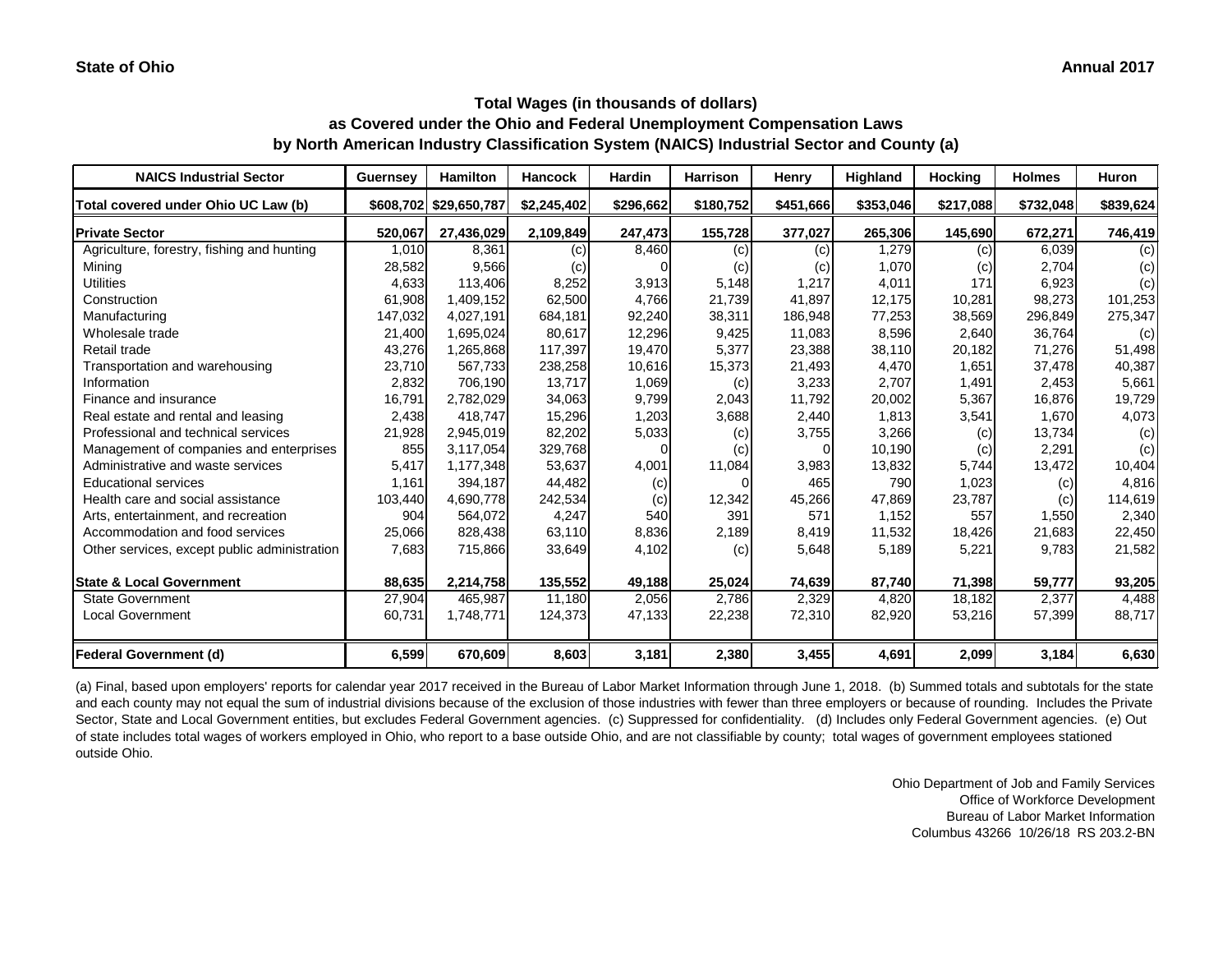**State of Ohio** **Annual 2017**

## Total Wages (in thousands of dollars)
## as Covered under the Ohio and Federal Unemployment Compensation Laws
## by North American Industry Classification System (NAICS) Industrial Sector and County (a)

| NAICS Industrial Sector | Guernsey | Hamilton | Hancock | Hardin | Harrison | Henry | Highland | Hocking | Holmes | Huron |
|---|---|---|---|---|---|---|---|---|---|---|
| Total covered under Ohio UC Law (b) | $608,702 | $29,650,787 | $2,245,402 | $296,662 | $180,752 | $451,666 | $353,046 | $217,088 | $732,048 | $839,624 |
| **Private Sector** | **520,067** | **27,436,029** | **2,109,849** | **247,473** | **155,728** | **377,027** | **265,306** | **145,690** | **672,271** | **746,419** |
| Agriculture, forestry, fishing and hunting | 1,010 | 8,361 | (c) | 8,460 | (c) | (c) | 1,279 | (c) | 6,039 | (c) |
| Mining | 28,582 | 9,566 | (c) | 0 | (c) | (c) | 1,070 | (c) | 2,704 | (c) |
| Utilities | 4,633 | 113,406 | 8,252 | 3,913 | 5,148 | 1,217 | 4,011 | 171 | 6,923 | (c) |
| Construction | 61,908 | 1,409,152 | 62,500 | 4,766 | 21,739 | 41,897 | 12,175 | 10,281 | 98,273 | 101,253 |
| Manufacturing | 147,032 | 4,027,191 | 684,181 | 92,240 | 38,311 | 186,948 | 77,253 | 38,569 | 296,849 | 275,347 |
| Wholesale trade | 21,400 | 1,695,024 | 80,617 | 12,296 | 9,425 | 11,083 | 8,596 | 2,640 | 36,764 | (c) |
| Retail trade | 43,276 | 1,265,868 | 117,397 | 19,470 | 5,377 | 23,388 | 38,110 | 20,182 | 71,276 | 51,498 |
| Transportation and warehousing | 23,710 | 567,733 | 238,258 | 10,616 | 15,373 | 21,493 | 4,470 | 1,651 | 37,478 | 40,387 |
| Information | 2,832 | 706,190 | 13,717 | 1,069 | (c) | 3,233 | 2,707 | 1,491 | 2,453 | 5,661 |
| Finance and insurance | 16,791 | 2,782,029 | 34,063 | 9,799 | 2,043 | 11,792 | 20,002 | 5,367 | 16,876 | 19,729 |
| Real estate and rental and leasing | 2,438 | 418,747 | 15,296 | 1,203 | 3,688 | 2,440 | 1,813 | 3,541 | 1,670 | 4,073 |
| Professional and technical services | 21,928 | 2,945,019 | 82,202 | 5,033 | (c) | 3,755 | 3,266 | (c) | 13,734 | (c) |
| Management of companies and enterprises | 855 | 3,117,054 | 329,768 | 0 | (c) | 0 | 10,190 | (c) | 2,291 | (c) |
| Administrative and waste services | 5,417 | 1,177,348 | 53,637 | 4,001 | 11,084 | 3,983 | 13,832 | 5,744 | 13,472 | 10,404 |
| Educational services | 1,161 | 394,187 | 44,482 | (c) | 0 | 465 | 790 | 1,023 | (c) | 4,816 |
| Health care and social assistance | 103,440 | 4,690,778 | 242,534 | (c) | 12,342 | 45,266 | 47,869 | 23,787 | (c) | 114,619 |
| Arts, entertainment, and recreation | 904 | 564,072 | 4,247 | 540 | 391 | 571 | 1,152 | 557 | 1,550 | 2,340 |
| Accommodation and food services | 25,066 | 828,438 | 63,110 | 8,836 | 2,189 | 8,419 | 11,532 | 18,426 | 21,683 | 22,450 |
| Other services, except public administration | 7,683 | 715,866 | 33,649 | 4,102 | (c) | 5,648 | 5,189 | 5,221 | 9,783 | 21,582 |
| **State & Local Government** | **88,635** | **2,214,758** | **135,552** | **49,188** | **25,024** | **74,639** | **87,740** | **71,398** | **59,777** | **93,205** |
| State Government | 27,904 | 465,987 | 11,180 | 2,056 | 2,786 | 2,329 | 4,820 | 18,182 | 2,377 | 4,488 |
| Local Government | 60,731 | 1,748,771 | 124,373 | 47,133 | 22,238 | 72,310 | 82,920 | 53,216 | 57,399 | 88,717 |
| **Federal Government (d)** | **6,599** | **670,609** | **8,603** | **3,181** | **2,380** | **3,455** | **4,691** | **2,099** | **3,184** | **6,630** |

(a) Final, based upon employers' reports for calendar year 2017 received in the Bureau of Labor Market Information through June 1, 2018. (b) Summed totals and subtotals for the state and each county may not equal the sum of industrial divisions because of the exclusion of those industries with fewer than three employers or because of rounding. Includes the Private Sector, State and Local Government entities, but excludes Federal Government agencies. (c) Suppressed for confidentiality. (d) Includes only Federal Government agencies. (e) Out of state includes total wages of workers employed in Ohio, who report to a base outside Ohio, and are not classifiable by county; total wages of government employees stationed outside Ohio.

Ohio Department of Job and Family Services
Office of Workforce Development
Bureau of Labor Market Information
Columbus 43266 10/26/18 RS 203.2-BN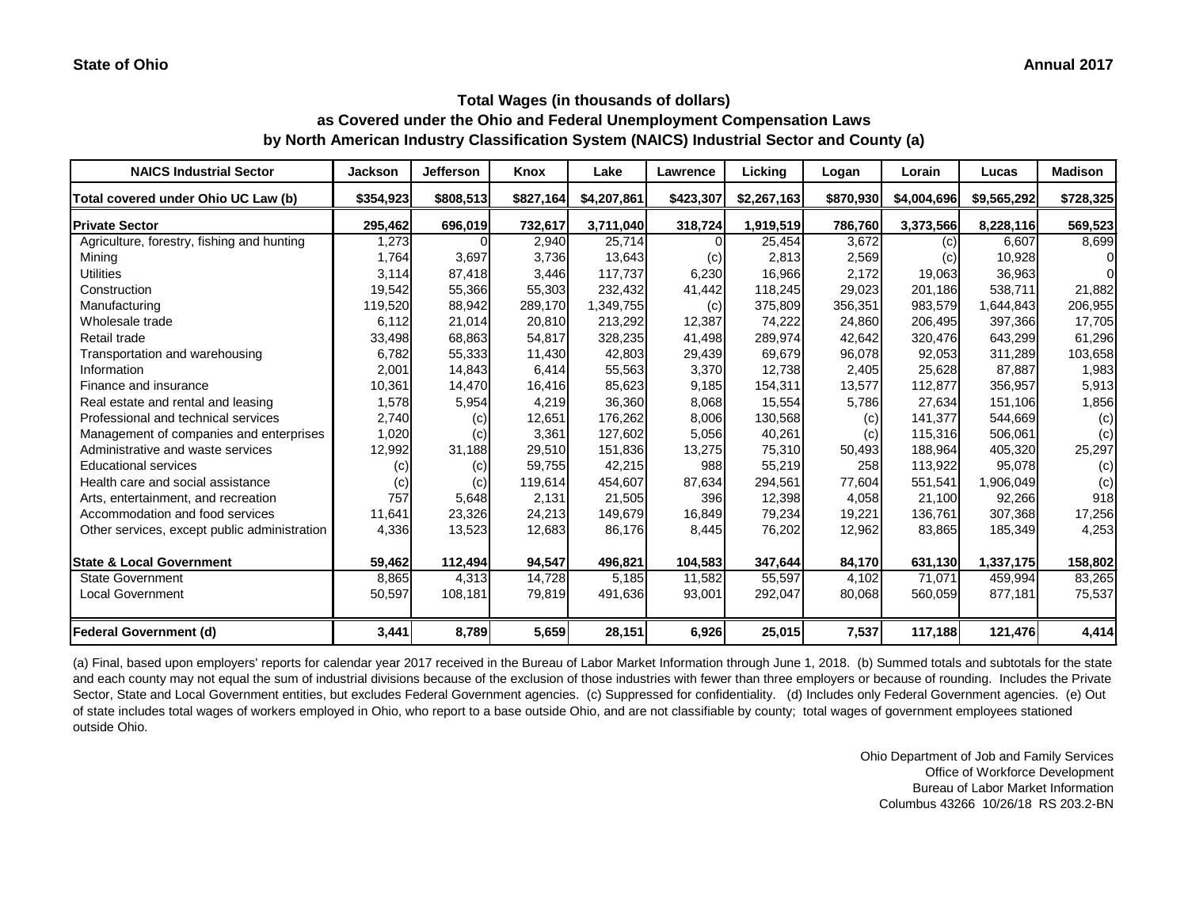**State of Ohio** **Annual 2017**

### Total Wages (in thousands of dollars)
### as Covered under the Ohio and Federal Unemployment Compensation Laws
### by North American Industry Classification System (NAICS) Industrial Sector and County (a)

| NAICS Industrial Sector | Jackson | Jefferson | Knox | Lake | Lawrence | Licking | Logan | Lorain | Lucas | Madison |
|---|---|---|---|---|---|---|---|---|---|---|
| Total covered under Ohio UC Law (b) | $354,923 | $808,513 | $827,164 | $4,207,861 | $423,307 | $2,267,163 | $870,930 | $4,004,696 | $9,565,292 | $728,325 |
| **Private Sector** | **295,462** | **696,019** | **732,617** | **3,711,040** | **318,724** | **1,919,519** | **786,760** | **3,373,566** | **8,228,116** | **569,523** |
| Agriculture, forestry, fishing and hunting | 1,273 | 0 | 2,940 | 25,714 | 0 | 25,454 | 3,672 | (c) | 6,607 | 8,699 |
| Mining | 1,764 | 3,697 | 3,736 | 13,643 | (c) | 2,813 | 2,569 | (c) | 10,928 | 0 |
| Utilities | 3,114 | 87,418 | 3,446 | 117,737 | 6,230 | 16,966 | 2,172 | 19,063 | 36,963 | 0 |
| Construction | 19,542 | 55,366 | 55,303 | 232,432 | 41,442 | 118,245 | 29,023 | 201,186 | 538,711 | 21,882 |
| Manufacturing | 119,520 | 88,942 | 289,170 | 1,349,755 | (c) | 375,809 | 356,351 | 983,579 | 1,644,843 | 206,955 |
| Wholesale trade | 6,112 | 21,014 | 20,810 | 213,292 | 12,387 | 74,222 | 24,860 | 206,495 | 397,366 | 17,705 |
| Retail trade | 33,498 | 68,863 | 54,817 | 328,235 | 41,498 | 289,974 | 42,642 | 320,476 | 643,299 | 61,296 |
| Transportation and warehousing | 6,782 | 55,333 | 11,430 | 42,803 | 29,439 | 69,679 | 96,078 | 92,053 | 311,289 | 103,658 |
| Information | 2,001 | 14,843 | 6,414 | 55,563 | 3,370 | 12,738 | 2,405 | 25,628 | 87,887 | 1,983 |
| Finance and insurance | 10,361 | 14,470 | 16,416 | 85,623 | 9,185 | 154,311 | 13,577 | 112,877 | 356,957 | 5,913 |
| Real estate and rental and leasing | 1,578 | 5,954 | 4,219 | 36,360 | 8,068 | 15,554 | 5,786 | 27,634 | 151,106 | 1,856 |
| Professional and technical services | 2,740 | (c) | 12,651 | 176,262 | 8,006 | 130,568 | (c) | 141,377 | 544,669 | (c) |
| Management of companies and enterprises | 1,020 | (c) | 3,361 | 127,602 | 5,056 | 40,261 | (c) | 115,316 | 506,061 | (c) |
| Administrative and waste services | 12,992 | 31,188 | 29,510 | 151,836 | 13,275 | 75,310 | 50,493 | 188,964 | 405,320 | 25,297 |
| Educational services | (c) | (c) | 59,755 | 42,215 | 988 | 55,219 | 258 | 113,922 | 95,078 | (c) |
| Health care and social assistance | (c) | (c) | 119,614 | 454,607 | 87,634 | 294,561 | 77,604 | 551,541 | 1,906,049 | (c) |
| Arts, entertainment, and recreation | 757 | 5,648 | 2,131 | 21,505 | 396 | 12,398 | 4,058 | 21,100 | 92,266 | 918 |
| Accommodation and food services | 11,641 | 23,326 | 24,213 | 149,679 | 16,849 | 79,234 | 19,221 | 136,761 | 307,368 | 17,256 |
| Other services, except public administration | 4,336 | 13,523 | 12,683 | 86,176 | 8,445 | 76,202 | 12,962 | 83,865 | 185,349 | 4,253 |
| **State & Local Government** | **59,462** | **112,494** | **94,547** | **496,821** | **104,583** | **347,644** | **84,170** | **631,130** | **1,337,175** | **158,802** |
| State Government | 8,865 | 4,313 | 14,728 | 5,185 | 11,582 | 55,597 | 4,102 | 71,071 | 459,994 | 83,265 |
| Local Government | 50,597 | 108,181 | 79,819 | 491,636 | 93,001 | 292,047 | 80,068 | 560,059 | 877,181 | 75,537 |
| **Federal Government (d)** | **3,441** | **8,789** | **5,659** | **28,151** | **6,926** | **25,015** | **7,537** | **117,188** | **121,476** | **4,414** |

(a) Final, based upon employers' reports for calendar year 2017 received in the Bureau of Labor Market Information through June 1, 2018. (b) Summed totals and subtotals for the state and each county may not equal the sum of industrial divisions because of the exclusion of those industries with fewer than three employers or because of rounding. Includes the Private Sector, State and Local Government entities, but excludes Federal Government agencies. (c) Suppressed for confidentiality. (d) Includes only Federal Government agencies. (e) Out of state includes total wages of workers employed in Ohio, who report to a base outside Ohio, and are not classifiable by county; total wages of government employees stationed outside Ohio.

Ohio Department of Job and Family Services
Office of Workforce Development
Bureau of Labor Market Information
Columbus 43266 10/26/18 RS 203.2-BN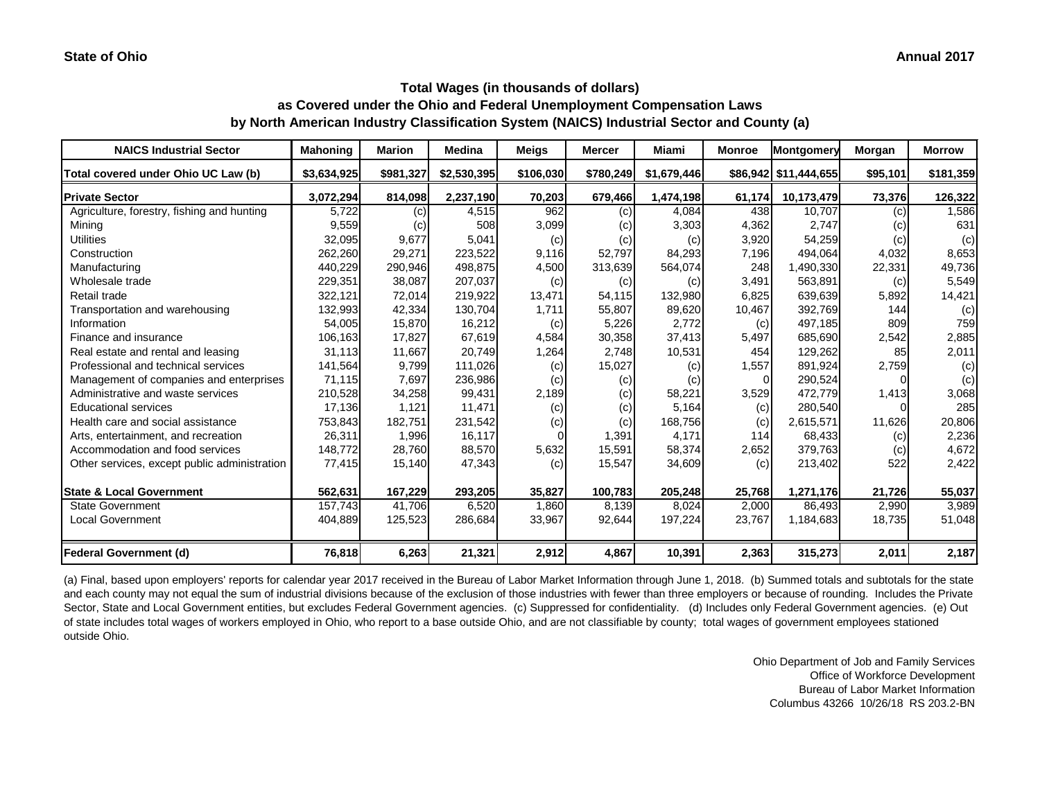**State of Ohio** **Annual 2017**

## Total Wages (in thousands of dollars)
## as Covered under the Ohio and Federal Unemployment Compensation Laws
## by North American Industry Classification System (NAICS) Industrial Sector and County (a)

| NAICS Industrial Sector | Mahoning | Marion | Medina | Meigs | Mercer | Miami | Monroe | Montgomery | Morgan | Morrow |
|---|---|---|---|---|---|---|---|---|---|---|
| **Total covered under Ohio UC Law (b)** | $3,634,925 | $981,327 | $2,530,395 | $106,030 | $780,249 | $1,679,446 | $86,942 | $11,444,655 | $95,101 | $181,359 |
| **Private Sector** | 3,072,294 | 814,098 | 2,237,190 | 70,203 | 679,466 | 1,474,198 | 61,174 | 10,173,479 | 73,376 | 126,322 |
| Agriculture, forestry, fishing and hunting | 5,722 | (c) | 4,515 | 962 | (c) | 4,084 | 438 | 10,707 | (c) | 1,586 |
| Mining | 9,559 | (c) | 508 | 3,099 | (c) | 3,303 | 4,362 | 2,747 | (c) | 631 |
| Utilities | 32,095 | 9,677 | 5,041 | (c) | (c) | (c) | 3,920 | 54,259 | (c) | (c) |
| Construction | 262,260 | 29,271 | 223,522 | 9,116 | 52,797 | 84,293 | 7,196 | 494,064 | 4,032 | 8,653 |
| Manufacturing | 440,229 | 290,946 | 498,875 | 4,500 | 313,639 | 564,074 | 248 | 1,490,330 | 22,331 | 49,736 |
| Wholesale trade | 229,351 | 38,087 | 207,037 | (c) | (c) | (c) | 3,491 | 563,891 | (c) | 5,549 |
| Retail trade | 322,121 | 72,014 | 219,922 | 13,471 | 54,115 | 132,980 | 6,825 | 639,639 | 5,892 | 14,421 |
| Transportation and warehousing | 132,993 | 42,334 | 130,704 | 1,711 | 55,807 | 89,620 | 10,467 | 392,769 | 144 | (c) |
| Information | 54,005 | 15,870 | 16,212 | (c) | 5,226 | 2,772 | (c) | 497,185 | 809 | 759 |
| Finance and insurance | 106,163 | 17,827 | 67,619 | 4,584 | 30,358 | 37,413 | 5,497 | 685,690 | 2,542 | 2,885 |
| Real estate and rental and leasing | 31,113 | 11,667 | 20,749 | 1,264 | 2,748 | 10,531 | 454 | 129,262 | 85 | 2,011 |
| Professional and technical services | 141,564 | 9,799 | 111,026 | (c) | 15,027 | (c) | 1,557 | 891,924 | 2,759 | (c) |
| Management of companies and enterprises | 71,115 | 7,697 | 236,986 | (c) | (c) | (c) | 0 | 290,524 | 0 | (c) |
| Administrative and waste services | 210,528 | 34,258 | 99,431 | 2,189 | (c) | 58,221 | 3,529 | 472,779 | 1,413 | 3,068 |
| Educational services | 17,136 | 1,121 | 11,471 | (c) | (c) | 5,164 | (c) | 280,540 | 0 | 285 |
| Health care and social assistance | 753,843 | 182,751 | 231,542 | (c) | (c) | 168,756 | (c) | 2,615,571 | 11,626 | 20,806 |
| Arts, entertainment, and recreation | 26,311 | 1,996 | 16,117 | 0 | 1,391 | 4,171 | 114 | 68,433 | (c) | 2,236 |
| Accommodation and food services | 148,772 | 28,760 | 88,570 | 5,632 | 15,591 | 58,374 | 2,652 | 379,763 | (c) | 4,672 |
| Other services, except public administration | 77,415 | 15,140 | 47,343 | (c) | 15,547 | 34,609 | (c) | 213,402 | 522 | 2,422 |
| **State & Local Government** | 562,631 | 167,229 | 293,205 | 35,827 | 100,783 | 205,248 | 25,768 | 1,271,176 | 21,726 | 55,037 |
| State Government | 157,743 | 41,706 | 6,520 | 1,860 | 8,139 | 8,024 | 2,000 | 86,493 | 2,990 | 3,989 |
| Local Government | 404,889 | 125,523 | 286,684 | 33,967 | 92,644 | 197,224 | 23,767 | 1,184,683 | 18,735 | 51,048 |
| **Federal Government (d)** | 76,818 | 6,263 | 21,321 | 2,912 | 4,867 | 10,391 | 2,363 | 315,273 | 2,011 | 2,187 |

(a) Final, based upon employers' reports for calendar year 2017 received in the Bureau of Labor Market Information through June 1, 2018. (b) Summed totals and subtotals for the state and each county may not equal the sum of industrial divisions because of the exclusion of those industries with fewer than three employers or because of rounding. Includes the Private Sector, State and Local Government entities, but excludes Federal Government agencies. (c) Suppressed for confidentiality. (d) Includes only Federal Government agencies. (e) Out of state includes total wages of workers employed in Ohio, who report to a base outside Ohio, and are not classifiable by county; total wages of government employees stationed outside Ohio.

Ohio Department of Job and Family Services
Office of Workforce Development
Bureau of Labor Market Information
Columbus 43266 10/26/18 RS 203.2-BN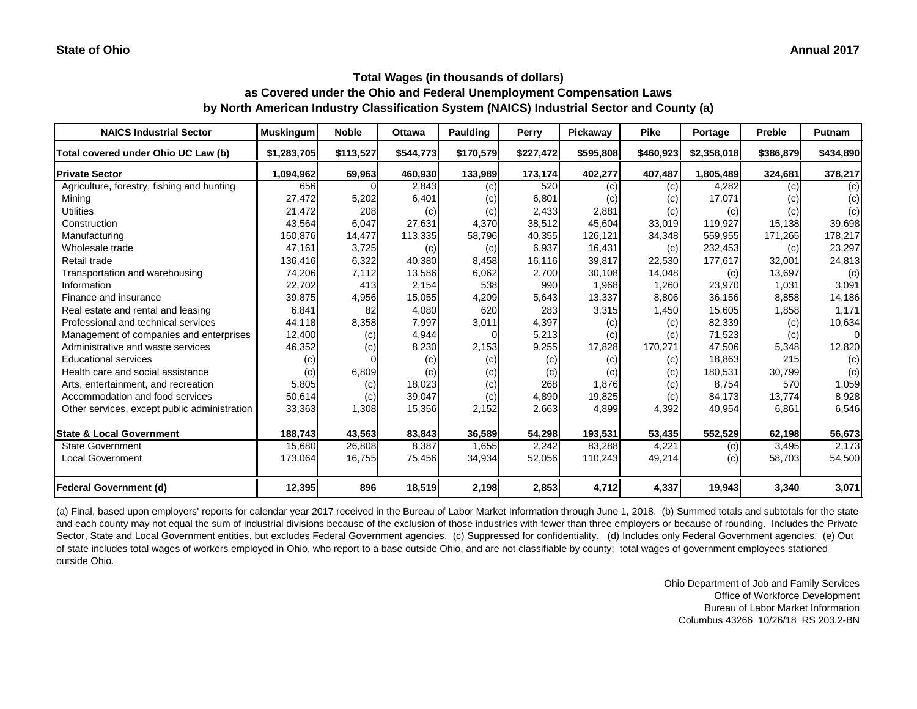**State of Ohio** **Annual 2017**

# Total Wages (in thousands of dollars)
## as Covered under the Ohio and Federal Unemployment Compensation Laws
## by North American Industry Classification System (NAICS) Industrial Sector and County (a)

| NAICS Industrial Sector | Muskingum | Noble | Ottawa | Paulding | Perry | Pickaway | Pike | Portage | Preble | Putnam |
|---|---|---|---|---|---|---|---|---|---|---|
| Total covered under Ohio UC Law (b) | $1,283,705 | $113,527 | $544,773 | $170,579 | $227,472 | $595,808 | $460,923 | $2,358,018 | $386,879 | $434,890 |
| **Private Sector** | **1,094,962** | **69,963** | **460,930** | **133,989** | **173,174** | **402,277** | **407,487** | **1,805,489** | **324,681** | **378,217** |
| Agriculture, forestry, fishing and hunting | 656 | 0 | 2,843 | (c) | 520 | (c) | (c) | 4,282 | (c) | (c) |
| Mining | 27,472 | 5,202 | 6,401 | (c) | 6,801 | (c) | (c) | 17,071 | (c) | (c) |
| Utilities | 21,472 | 208 | (c) | (c) | 2,433 | 2,881 | (c) | (c) | (c) | (c) |
| Construction | 43,564 | 6,047 | 27,631 | 4,370 | 38,512 | 45,604 | 33,019 | 119,927 | 15,138 | 39,698 |
| Manufacturing | 150,876 | 14,477 | 113,335 | 58,796 | 40,355 | 126,121 | 34,348 | 559,955 | 171,265 | 178,217 |
| Wholesale trade | 47,161 | 3,725 | (c) | (c) | 6,937 | 16,431 | (c) | 232,453 | (c) | 23,297 |
| Retail trade | 136,416 | 6,322 | 40,380 | 8,458 | 16,116 | 39,817 | 22,530 | 177,617 | 32,001 | 24,813 |
| Transportation and warehousing | 74,206 | 7,112 | 13,586 | 6,062 | 2,700 | 30,108 | 14,048 | (c) | 13,697 | (c) |
| Information | 22,702 | 413 | 2,154 | 538 | 990 | 1,968 | 1,260 | 23,970 | 1,031 | 3,091 |
| Finance and insurance | 39,875 | 4,956 | 15,055 | 4,209 | 5,643 | 13,337 | 8,806 | 36,156 | 8,858 | 14,186 |
| Real estate and rental and leasing | 6,841 | 82 | 4,080 | 620 | 283 | 3,315 | 1,450 | 15,605 | 1,858 | 1,171 |
| Professional and technical services | 44,118 | 8,358 | 7,997 | 3,011 | 4,397 | (c) | (c) | 82,339 | (c) | 10,634 |
| Management of companies and enterprises | 12,400 | (c) | 4,944 | 0 | 5,213 | (c) | (c) | 71,523 | (c) | 0 |
| Administrative and waste services | 46,352 | (c) | 8,230 | 2,153 | 9,255 | 17,828 | 170,271 | 47,506 | 5,348 | 12,820 |
| Educational services | (c) | 0 | (c) | (c) | (c) | (c) | (c) | 18,863 | 215 | (c) |
| Health care and social assistance | (c) | 6,809 | (c) | (c) | (c) | (c) | (c) | 180,531 | 30,799 | (c) |
| Arts, entertainment, and recreation | 5,805 | (c) | 18,023 | (c) | 268 | 1,876 | (c) | 8,754 | 570 | 1,059 |
| Accommodation and food services | 50,614 | (c) | 39,047 | (c) | 4,890 | 19,825 | (c) | 84,173 | 13,774 | 8,928 |
| Other services, except public administration | 33,363 | 1,308 | 15,356 | 2,152 | 2,663 | 4,899 | 4,392 | 40,954 | 6,861 | 6,546 |
| **State & Local Government** | **188,743** | **43,563** | **83,843** | **36,589** | **54,298** | **193,531** | **53,435** | **552,529** | **62,198** | **56,673** |
| State Government | 15,680 | 26,808 | 8,387 | 1,655 | 2,242 | 83,288 | 4,221 | (c) | 3,495 | 2,173 |
| Local Government | 173,064 | 16,755 | 75,456 | 34,934 | 52,056 | 110,243 | 49,214 | (c) | 58,703 | 54,500 |
| **Federal Government (d)** | **12,395** | **896** | **18,519** | **2,198** | **2,853** | **4,712** | **4,337** | **19,943** | **3,340** | **3,071** |

(a) Final, based upon employers' reports for calendar year 2017 received in the Bureau of Labor Market Information through June 1, 2018. (b) Summed totals and subtotals for the state and each county may not equal the sum of industrial divisions because of the exclusion of those industries with fewer than three employers or because of rounding. Includes the Private Sector, State and Local Government entities, but excludes Federal Government agencies. (c) Suppressed for confidentiality. (d) Includes only Federal Government agencies. (e) Out of state includes total wages of workers employed in Ohio, who report to a base outside Ohio, and are not classifiable by county; total wages of government employees stationed outside Ohio.

Ohio Department of Job and Family Services
Office of Workforce Development
Bureau of Labor Market Information
Columbus 43266 10/26/18 RS 203.2-BN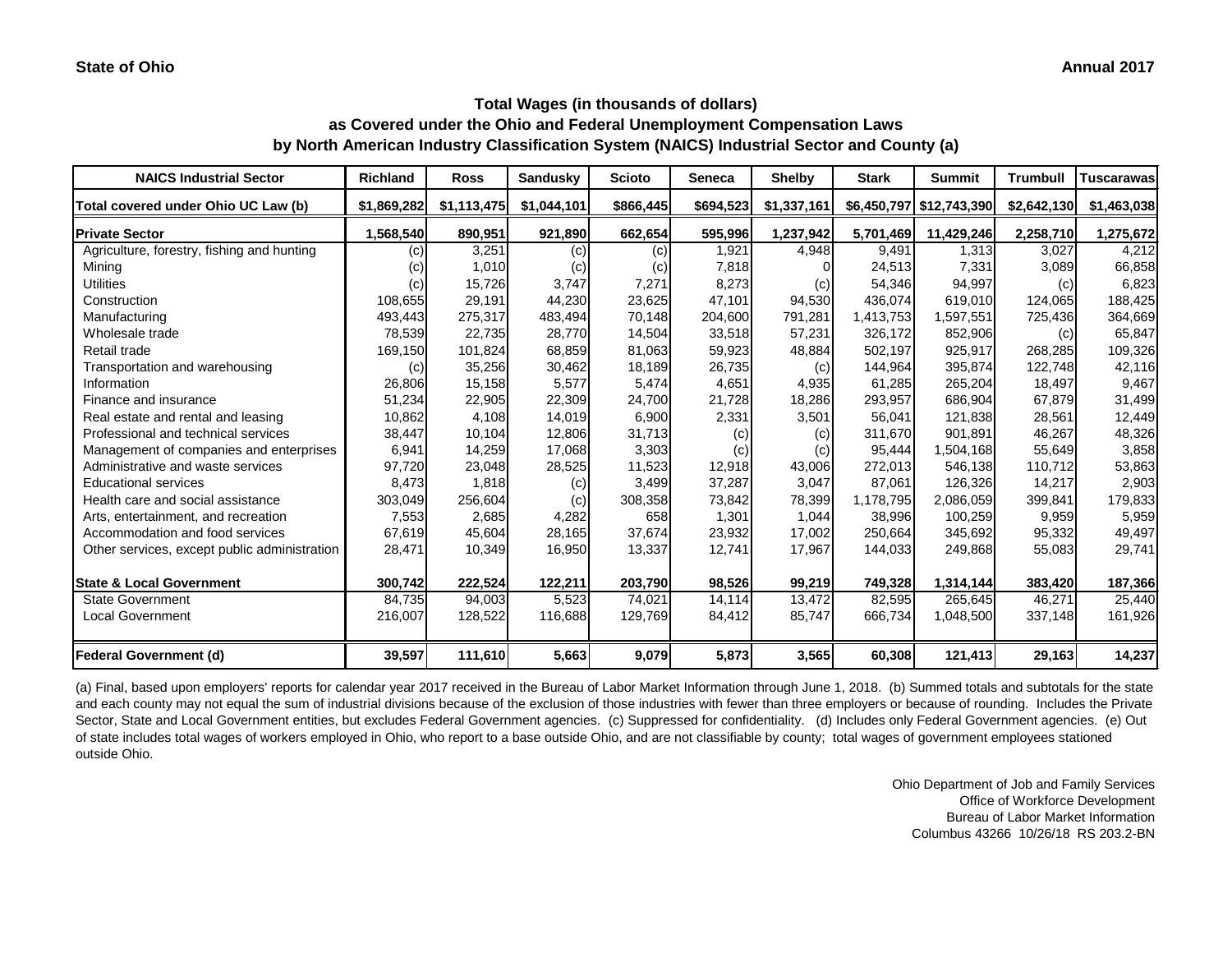**State of Ohio**

**Annual 2017**

## Total Wages (in thousands of dollars)
## as Covered under the Ohio and Federal Unemployment Compensation Laws
## by North American Industry Classification System (NAICS) Industrial Sector and County (a)

| NAICS Industrial Sector | Richland | Ross | Sandusky | Scioto | Seneca | Shelby | Stark | Summit | Trumbull | Tuscarawas |
|---|---|---|---|---|---|---|---|---|---|---|
| Total covered under Ohio UC Law (b) | $1,869,282 | $1,113,475 | $1,044,101 | $866,445 | $694,523 | $1,337,161 | $6,450,797 | $12,743,390 | $2,642,130 | $1,463,038 |
| **Private Sector** | **1,568,540** | **890,951** | **921,890** | **662,654** | **595,996** | **1,237,942** | **5,701,469** | **11,429,246** | **2,258,710** | **1,275,672** |
| Agriculture, forestry, fishing and hunting | (c) | 3,251 | (c) | (c) | 1,921 | 4,948 | 9,491 | 1,313 | 3,027 | 4,212 |
| Mining | (c) | 1,010 | (c) | (c) | 7,818 | 0 | 24,513 | 7,331 | 3,089 | 66,858 |
| Utilities | (c) | 15,726 | 3,747 | 7,271 | 8,273 | (c) | 54,346 | 94,997 | (c) | 6,823 |
| Construction | 108,655 | 29,191 | 44,230 | 23,625 | 47,101 | 94,530 | 436,074 | 619,010 | 124,065 | 188,425 |
| Manufacturing | 493,443 | 275,317 | 483,494 | 70,148 | 204,600 | 791,281 | 1,413,753 | 1,597,551 | 725,436 | 364,669 |
| Wholesale trade | 78,539 | 22,735 | 28,770 | 14,504 | 33,518 | 57,231 | 326,172 | 852,906 | (c) | 65,847 |
| Retail trade | 169,150 | 101,824 | 68,859 | 81,063 | 59,923 | 48,884 | 502,197 | 925,917 | 268,285 | 109,326 |
| Transportation and warehousing | (c) | 35,256 | 30,462 | 18,189 | 26,735 | (c) | 144,964 | 395,874 | 122,748 | 42,116 |
| Information | 26,806 | 15,158 | 5,577 | 5,474 | 4,651 | 4,935 | 61,285 | 265,204 | 18,497 | 9,467 |
| Finance and insurance | 51,234 | 22,905 | 22,309 | 24,700 | 21,728 | 18,286 | 293,957 | 686,904 | 67,879 | 31,499 |
| Real estate and rental and leasing | 10,862 | 4,108 | 14,019 | 6,900 | 2,331 | 3,501 | 56,041 | 121,838 | 28,561 | 12,449 |
| Professional and technical services | 38,447 | 10,104 | 12,806 | 31,713 | (c) | (c) | 311,670 | 901,891 | 46,267 | 48,326 |
| Management of companies and enterprises | 6,941 | 14,259 | 17,068 | 3,303 | (c) | (c) | 95,444 | 1,504,168 | 55,649 | 3,858 |
| Administrative and waste services | 97,720 | 23,048 | 28,525 | 11,523 | 12,918 | 43,006 | 272,013 | 546,138 | 110,712 | 53,863 |
| Educational services | 8,473 | 1,818 | (c) | 3,499 | 37,287 | 3,047 | 87,061 | 126,326 | 14,217 | 2,903 |
| Health care and social assistance | 303,049 | 256,604 | (c) | 308,358 | 73,842 | 78,399 | 1,178,795 | 2,086,059 | 399,841 | 179,833 |
| Arts, entertainment, and recreation | 7,553 | 2,685 | 4,282 | 658 | 1,301 | 1,044 | 38,996 | 100,259 | 9,959 | 5,959 |
| Accommodation and food services | 67,619 | 45,604 | 28,165 | 37,674 | 23,932 | 17,002 | 250,664 | 345,692 | 95,332 | 49,497 |
| Other services, except public administration | 28,471 | 10,349 | 16,950 | 13,337 | 12,741 | 17,967 | 144,033 | 249,868 | 55,083 | 29,741 |
| **State & Local Government** | **300,742** | **222,524** | **122,211** | **203,790** | **98,526** | **99,219** | **749,328** | **1,314,144** | **383,420** | **187,366** |
| State Government | 84,735 | 94,003 | 5,523 | 74,021 | 14,114 | 13,472 | 82,595 | 265,645 | 46,271 | 25,440 |
| Local Government | 216,007 | 128,522 | 116,688 | 129,769 | 84,412 | 85,747 | 666,734 | 1,048,500 | 337,148 | 161,926 |
| **Federal Government (d)** | **39,597** | **111,610** | **5,663** | **9,079** | **5,873** | **3,565** | **60,308** | **121,413** | **29,163** | **14,237** |

(a) Final, based upon employers' reports for calendar year 2017 received in the Bureau of Labor Market Information through June 1, 2018. (b) Summed totals and subtotals for the state and each county may not equal the sum of industrial divisions because of the exclusion of those industries with fewer than three employers or because of rounding. Includes the Private Sector, State and Local Government entities, but excludes Federal Government agencies. (c) Suppressed for confidentiality. (d) Includes only Federal Government agencies. (e) Out of state includes total wages of workers employed in Ohio, who report to a base outside Ohio, and are not classifiable by county; total wages of government employees stationed outside Ohio.

Ohio Department of Job and Family Services
Office of Workforce Development
Bureau of Labor Market Information
Columbus 43266 10/26/18 RS 203.2-BN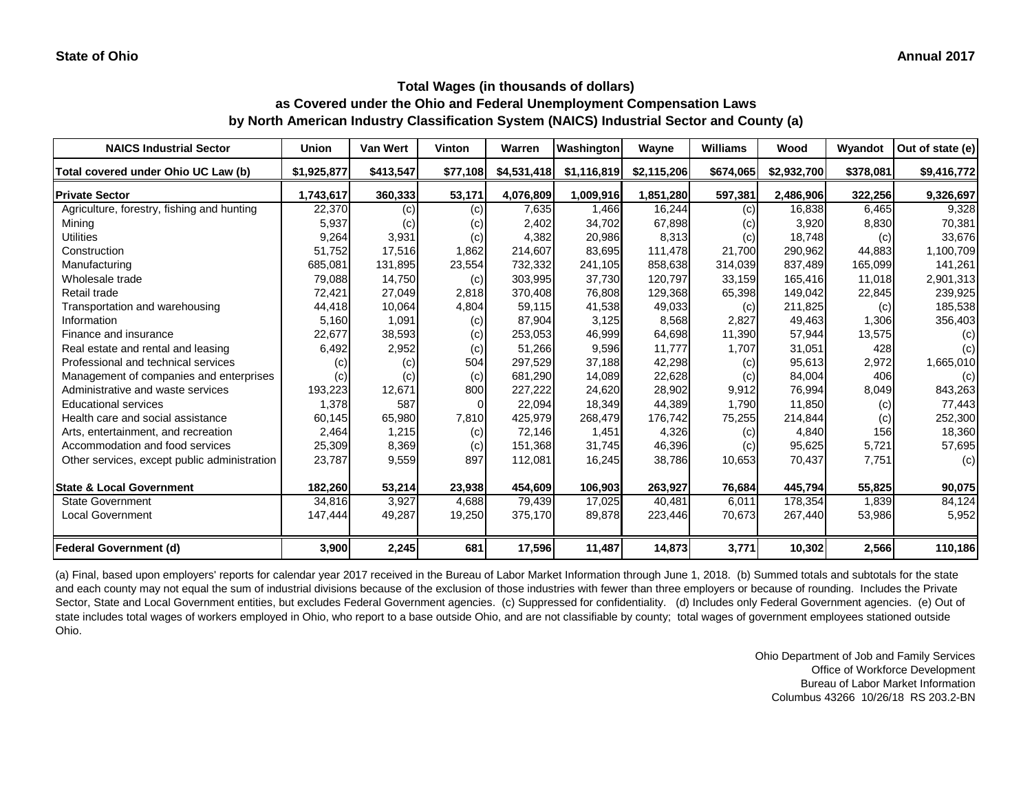**State of Ohio** **Annual 2017**

### Total Wages (in thousands of dollars)
### as Covered under the Ohio and Federal Unemployment Compensation Laws
### by North American Industry Classification System (NAICS) Industrial Sector and County (a)

| NAICS Industrial Sector | Union | Van Wert | Vinton | Warren | Washington | Wayne | Williams | Wood | Wyandot | Out of state (e) |
|---|---|---|---|---|---|---|---|---|---|---|
| Total covered under Ohio UC Law (b) | $1,925,877 | $413,547 | $77,108 | $4,531,418 | $1,116,819 | $2,115,206 | $674,065 | $2,932,700 | $378,081 | $9,416,772 |
| **Private Sector** | 1,743,617 | 360,333 | 53,171 | 4,076,809 | 1,009,916 | 1,851,280 | 597,381 | 2,486,906 | 322,256 | 9,326,697 |
| Agriculture, forestry, fishing and hunting | 22,370 | (c) | (c) | 7,635 | 1,466 | 16,244 | (c) | 16,838 | 6,465 | 9,328 |
| Mining | 5,937 | (c) | (c) | 2,402 | 34,702 | 67,898 | (c) | 3,920 | 8,830 | 70,381 |
| Utilities | 9,264 | 3,931 | (c) | 4,382 | 20,986 | 8,313 | (c) | 18,748 | (c) | 33,676 |
| Construction | 51,752 | 17,516 | 1,862 | 214,607 | 83,695 | 111,478 | 21,700 | 290,962 | 44,883 | 1,100,709 |
| Manufacturing | 685,081 | 131,895 | 23,554 | 732,332 | 241,105 | 858,638 | 314,039 | 837,489 | 165,099 | 141,261 |
| Wholesale trade | 79,088 | 14,750 | (c) | 303,995 | 37,730 | 120,797 | 33,159 | 165,416 | 11,018 | 2,901,313 |
| Retail trade | 72,421 | 27,049 | 2,818 | 370,408 | 76,808 | 129,368 | 65,398 | 149,042 | 22,845 | 239,925 |
| Transportation and warehousing | 44,418 | 10,064 | 4,804 | 59,115 | 41,538 | 49,033 | (c) | 211,825 | (c) | 185,538 |
| Information | 5,160 | 1,091 | (c) | 87,904 | 3,125 | 8,568 | 2,827 | 49,463 | 1,306 | 356,403 |
| Finance and insurance | 22,677 | 38,593 | (c) | 253,053 | 46,999 | 64,698 | 11,390 | 57,944 | 13,575 | (c) |
| Real estate and rental and leasing | 6,492 | 2,952 | (c) | 51,266 | 9,596 | 11,777 | 1,707 | 31,051 | 428 | (c) |
| Professional and technical services | (c) | (c) | 504 | 297,529 | 37,188 | 42,298 | (c) | 95,613 | 2,972 | 1,665,010 |
| Management of companies and enterprises | (c) | (c) | (c) | 681,290 | 14,089 | 22,628 | (c) | 84,004 | 406 | (c) |
| Administrative and waste services | 193,223 | 12,671 | 800 | 227,222 | 24,620 | 28,902 | 9,912 | 76,994 | 8,049 | 843,263 |
| Educational services | 1,378 | 587 | 0 | 22,094 | 18,349 | 44,389 | 1,790 | 11,850 | (c) | 77,443 |
| Health care and social assistance | 60,145 | 65,980 | 7,810 | 425,979 | 268,479 | 176,742 | 75,255 | 214,844 | (c) | 252,300 |
| Arts, entertainment, and recreation | 2,464 | 1,215 | (c) | 72,146 | 1,451 | 4,326 | (c) | 4,840 | 156 | 18,360 |
| Accommodation and food services | 25,309 | 8,369 | (c) | 151,368 | 31,745 | 46,396 | (c) | 95,625 | 5,721 | 57,695 |
| Other services, except public administration | 23,787 | 9,559 | 897 | 112,081 | 16,245 | 38,786 | 10,653 | 70,437 | 7,751 | (c) |
| **State & Local Government** | 182,260 | 53,214 | 23,938 | 454,609 | 106,903 | 263,927 | 76,684 | 445,794 | 55,825 | 90,075 |
| State Government | 34,816 | 3,927 | 4,688 | 79,439 | 17,025 | 40,481 | 6,011 | 178,354 | 1,839 | 84,124 |
| Local Government | 147,444 | 49,287 | 19,250 | 375,170 | 89,878 | 223,446 | 70,673 | 267,440 | 53,986 | 5,952 |
| **Federal Government (d)** | 3,900 | 2,245 | 681 | 17,596 | 11,487 | 14,873 | 3,771 | 10,302 | 2,566 | 110,186 |

(a) Final, based upon employers' reports for calendar year 2017 received in the Bureau of Labor Market Information through June 1, 2018. (b) Summed totals and subtotals for the state and each county may not equal the sum of industrial divisions because of the exclusion of those industries with fewer than three employers or because of rounding. Includes the Private Sector, State and Local Government entities, but excludes Federal Government agencies. (c) Suppressed for confidentiality. (d) Includes only Federal Government agencies. (e) Out of state includes total wages of workers employed in Ohio, who report to a base outside Ohio, and are not classifiable by county; total wages of government employees stationed outside Ohio.

Ohio Department of Job and Family Services
Office of Workforce Development
Bureau of Labor Market Information
Columbus 43266 10/26/18 RS 203.2-BN